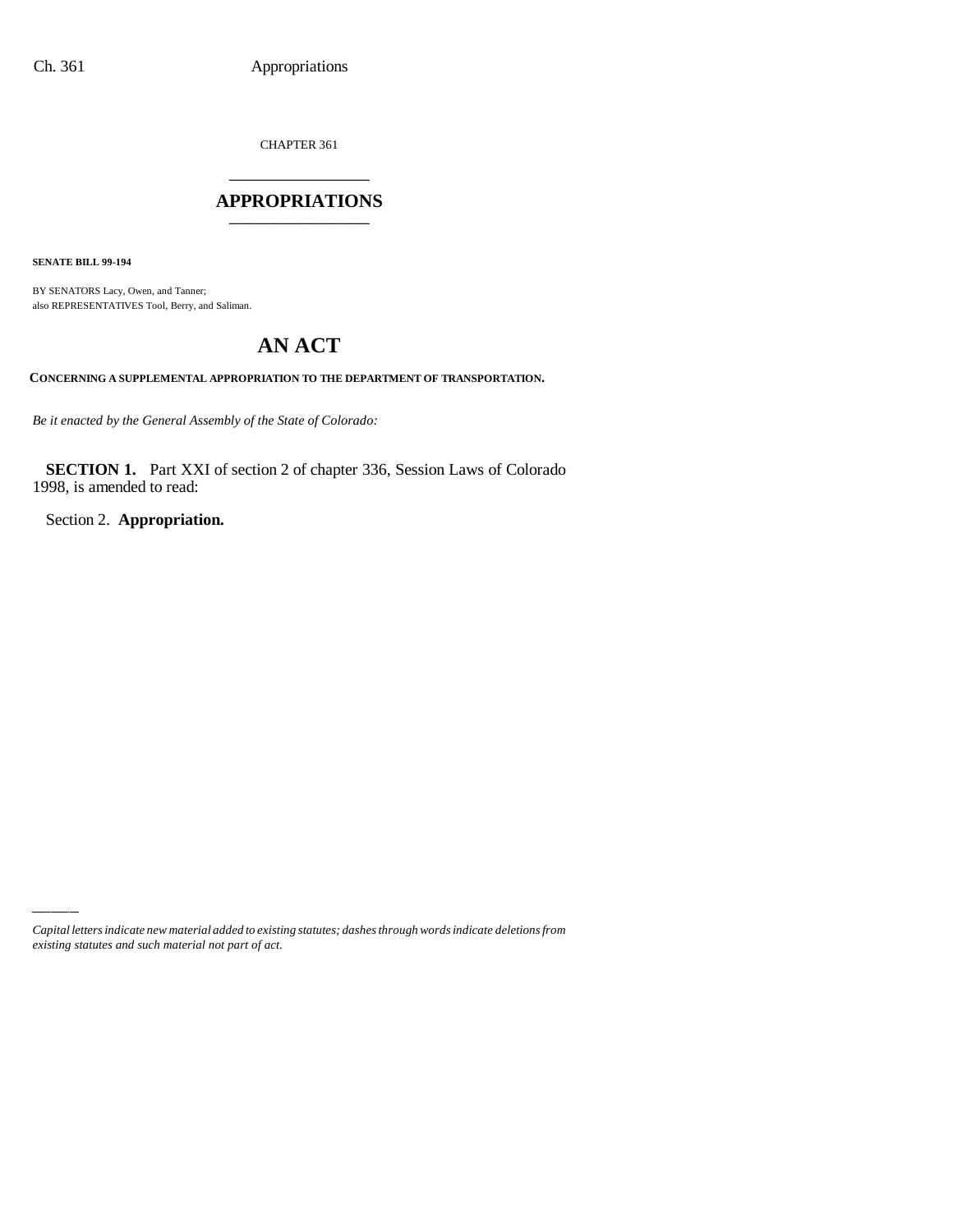CHAPTER 361

# APPROPRIATIONS

**SENATE BILL 99-194**

BY SENATORS Lacy, Owen, and Tanner;
also REPRESENTATIVES Tool, Berry, and Saliman.

# AN ACT

**CONCERNING A SUPPLEMENTAL APPROPRIATION TO THE DEPARTMENT OF TRANSPORTATION.**

*Be it enacted by the General Assembly of the State of Colorado:*

**SECTION 1.** Part XXI of section 2 of chapter 336, Session Laws of Colorado 1998, is amended to read:

Section 2. **Appropriation.**

*Capital letters indicate new material added to existing statutes; dashes through words indicate deletions from existing statutes and such material not part of act.*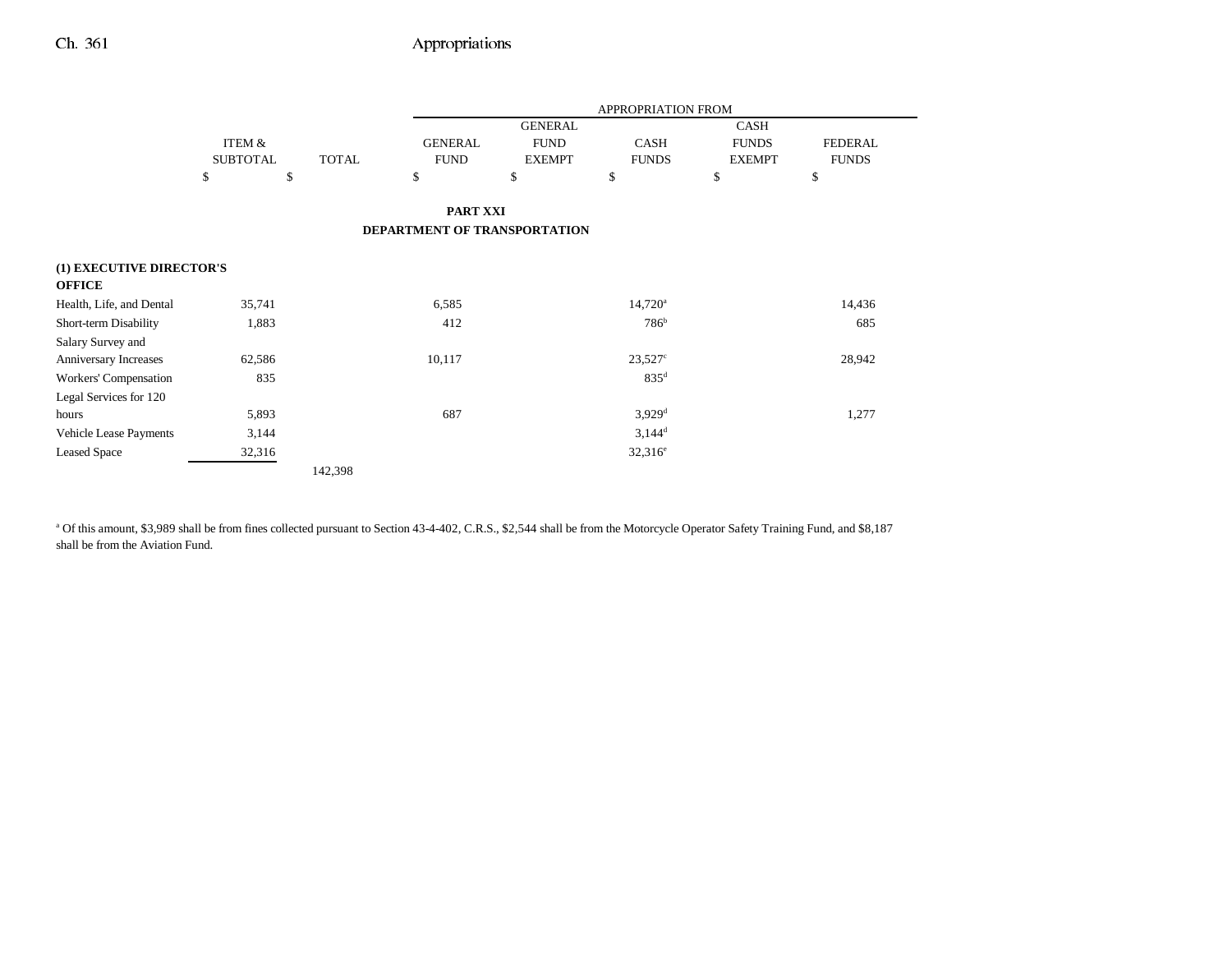| | ITEM & SUBTOTAL | TOTAL | GENERAL FUND | GENERAL FUND EXEMPT | CASH FUNDS | CASH FUNDS EXEMPT | FEDERAL FUNDS |
|---|---|---|---|---|---|---|---|
| | $ | $ | $ | $ | $ | $ | $ |

**PART XXI**

**DEPARTMENT OF TRANSPORTATION**

| | ITEM & SUBTOTAL | TOTAL | GENERAL FUND | GENERAL FUND EXEMPT | CASH FUNDS | CASH FUNDS EXEMPT | FEDERAL FUNDS |
|---|---|---|---|---|---|---|---|
| **(1) EXECUTIVE DIRECTOR'S OFFICE** | | | | | | | |
| Health, Life, and Dental | 35,741 | | 6,585 | | 14,720[a] | | 14,436 |
| Short-term Disability | 1,883 | | 412 | | 786[b] | | 685 |
| Salary Survey and Anniversary Increases | 62,586 | | 10,117 | | 23,527[c] | | 28,942 |
| Workers' Compensation | 835 | | | | 835[d] | | |
| Legal Services for 120 hours | 5,893 | | 687 | | 3,929[d] | | 1,277 |
| Vehicle Lease Payments | 3,144 | | | | 3,144[d] | | |
| Leased Space | 32,316 | | | | 32,316[e] | | |
| | | 142,398 | | | | | |

[a] Of this amount, $3,989 shall be from fines collected pursuant to Section 43-4-402, C.R.S., $2,544 shall be from the Motorcycle Operator Safety Training Fund, and $8,187 shall be from the Aviation Fund.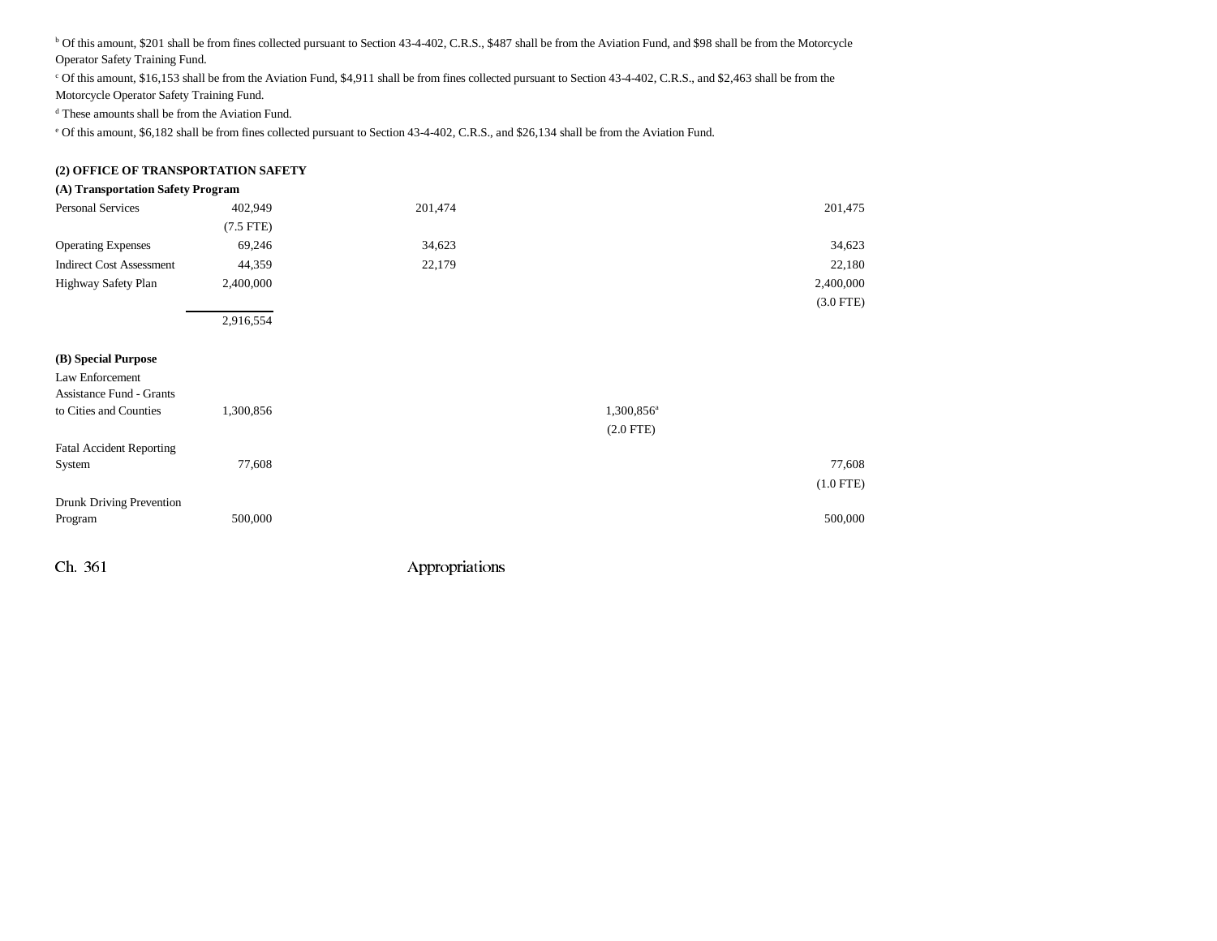[b] Of this amount, $201 shall be from fines collected pursuant to Section 43-4-402, C.R.S., $487 shall be from the Aviation Fund, and $98 shall be from the Motorcycle Operator Safety Training Fund.

[c] Of this amount, $16,153 shall be from the Aviation Fund, $4,911 shall be from fines collected pursuant to Section 43-4-402, C.R.S., and $2,463 shall be from the Motorcycle Operator Safety Training Fund.

[d] These amounts shall be from the Aviation Fund.

[e] Of this amount, $6,182 shall be from fines collected pursuant to Section 43-4-402, C.R.S., and $26,134 shall be from the Aviation Fund.

**(2) OFFICE OF TRANSPORTATION SAFETY**

**(A) Transportation Safety Program**

| | | | | |
|---|---|---|---|---|
| Personal Services | 402,949 | 201,474 | | 201,475 |
| | (7.5 FTE) | | | |
| Operating Expenses | 69,246 | 34,623 | | 34,623 |
| Indirect Cost Assessment | 44,359 | 22,179 | | 22,180 |
| Highway Safety Plan | 2,400,000 | | | 2,400,000 |
| | | | | (3.0 FTE) |
| | 2,916,554 | | | |

**(B) Special Purpose**

| | | | | |
|---|---|---|---|---|
| Law Enforcement Assistance Fund - Grants to Cities and Counties | 1,300,856 | | 1,300,856[a] | |
| | | | (2.0 FTE) | |
| Fatal Accident Reporting System | 77,608 | | | 77,608 |
| | | | | (1.0 FTE) |
| Drunk Driving Prevention Program | 500,000 | | | 500,000 |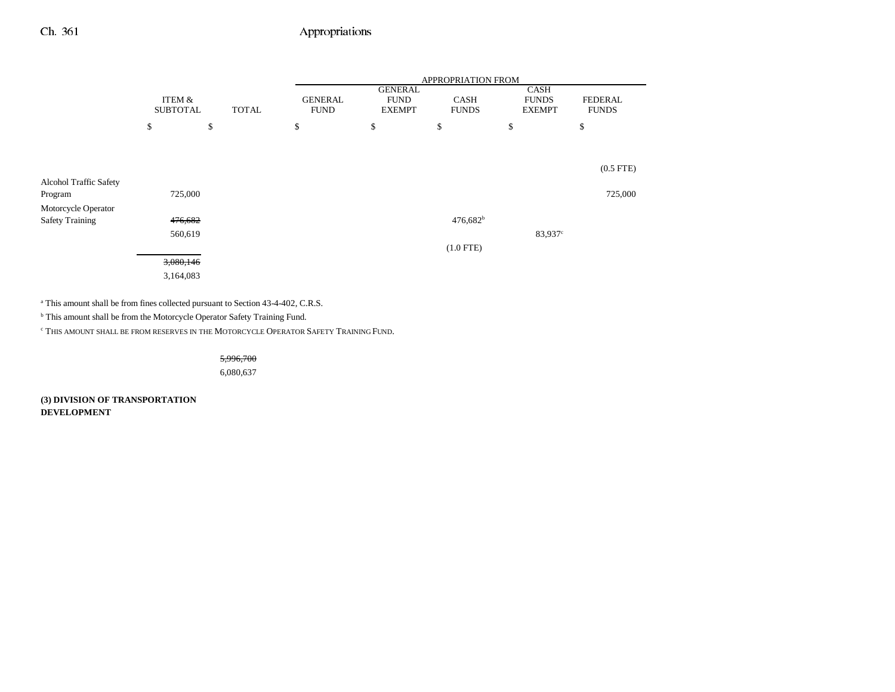| | ITEM & SUBTOTAL | TOTAL | APPROPRIATION FROM GENERAL FUND | GENERAL FUND EXEMPT | CASH FUNDS | CASH FUNDS EXEMPT | FEDERAL FUNDS |
|---|---|---|---|---|---|---|---|
| | $ | $ | $ | $ | $ | $ | $ |
| | | | | | | | (0.5 FTE) |
| Alcohol Traffic Safety Program | 725,000 | | | | | | 725,000 |
| Motorcycle Operator Safety Training | ~~476,682~~ | | | | 476,682[b] | | |
| | 560,619 | | | | | 83,937[c] | |
| | | | | | (1.0 FTE) | | |
| | ~~3,080,146~~ | | | | | | |
| | 3,164,083 | | | | | | |

[a] This amount shall be from fines collected pursuant to Section 43-4-402, C.R.S.

[b] This amount shall be from the Motorcycle Operator Safety Training Fund.

[c] THIS AMOUNT SHALL BE FROM RESERVES IN THE MOTORCYCLE OPERATOR SAFETY TRAINING FUND.

| | ITEM & SUBTOTAL | TOTAL | GENERAL FUND | GENERAL FUND EXEMPT | CASH FUNDS | CASH FUNDS EXEMPT | FEDERAL FUNDS |
|---|---|---|---|---|---|---|---|
| | | ~~5,996,700~~ | | | | | |
| | | 6,080,637 | | | | | |

**(3) DIVISION OF TRANSPORTATION DEVELOPMENT**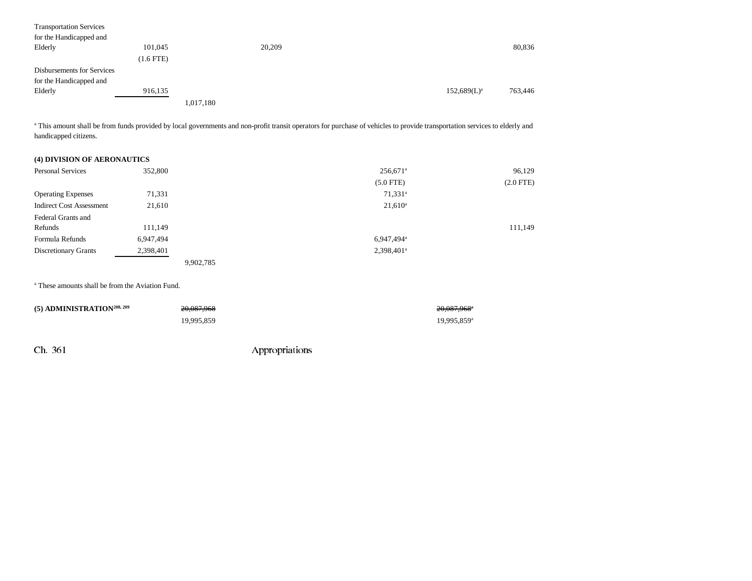| | | | | | | |
|---|---|---|---|---|---|---|
| Transportation Services for the Handicapped and Elderly | 101,045 | | 20,209 | | | 80,836 |
| | (1.6 FTE) | | | | | |
| Disbursements for Services for the Handicapped and Elderly | 916,135 | | | | 152,689(L)[a] | 763,446 |
| | | 1,017,180 | | | | |

[a] This amount shall be from funds provided by local governments and non-profit transit operators for purchase of vehicles to provide transportation services to elderly and handicapped citizens.

**(4) DIVISION OF AERONAUTICS**

| | | | | | | |
|---|---|---|---|---|---|---|
| Personal Services | 352,800 | | | 256,671[a] | | 96,129 |
| | | | | (5.0 FTE) | | (2.0 FTE) |
| Operating Expenses | 71,331 | | | 71,331[a] | | |
| Indirect Cost Assessment | 21,610 | | | 21,610[a] | | |
| Federal Grants and Refunds | 111,149 | | | | | 111,149 |
| Formula Refunds | 6,947,494 | | | 6,947,494[a] | | |
| Discretionary Grants | 2,398,401 | | | 2,398,401[a] | | |
| | | 9,902,785 | | | | |

[a] These amounts shall be from the Aviation Fund.

| | | | | | | |
|---|---|---|---|---|---|---|
| **(5) ADMINISTRATION[208, 209]** | | ~~20,087,968~~ | | | ~~20,087,968[a]~~ | |
| | | 19,995,859 | | | 19,995,859[a] | |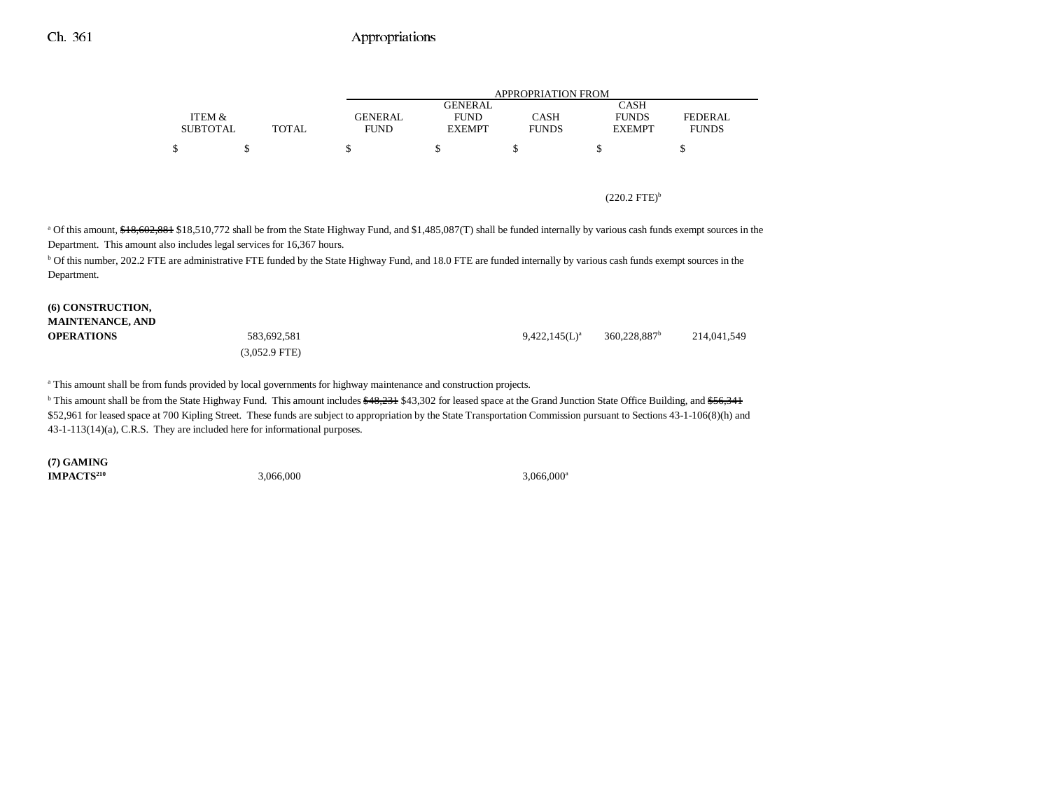| | ITEM & SUBTOTAL | TOTAL | GENERAL FUND | GENERAL FUND EXEMPT | CASH FUNDS | CASH FUNDS EXEMPT | FEDERAL FUNDS |
|---|---|---|---|---|---|---|---|
| | $ | $ | $ | $ | $ | $ | $ |
| | | | | | | (220.2 FTE)[b] | |

[a] Of this amount, ~~$18,602,881~~ $18,510,772 shall be from the State Highway Fund, and $1,485,087(T) shall be funded internally by various cash funds exempt sources in the Department. This amount also includes legal services for 16,367 hours.

[b] Of this number, 202.2 FTE are administrative FTE funded by the State Highway Fund, and 18.0 FTE are funded internally by various cash funds exempt sources in the Department.

| | ITEM & SUBTOTAL | TOTAL | GENERAL FUND | GENERAL FUND EXEMPT | CASH FUNDS | CASH FUNDS EXEMPT | FEDERAL FUNDS |
|---|---|---|---|---|---|---|---|
| **(6) CONSTRUCTION, MAINTENANCE, AND OPERATIONS** | | 583,692,581 | | | 9,422,145(L)[a] | 360,228,887[b] | 214,041,549 |
| | | (3,052.9 FTE) | | | | | |

[a] This amount shall be from funds provided by local governments for highway maintenance and construction projects.

[b] This amount shall be from the State Highway Fund. This amount includes ~~$48,231~~ $43,302 for leased space at the Grand Junction State Office Building, and ~~$56,341~~ $52,961 for leased space at 700 Kipling Street. These funds are subject to appropriation by the State Transportation Commission pursuant to Sections 43-1-106(8)(h) and 43-1-113(14)(a), C.R.S. They are included here for informational purposes.

| | ITEM & SUBTOTAL | TOTAL | GENERAL FUND | GENERAL FUND EXEMPT | CASH FUNDS | CASH FUNDS EXEMPT | FEDERAL FUNDS |
|---|---|---|---|---|---|---|---|
| **(7) GAMING IMPACTS[210]** | | 3,066,000 | | | 3,066,000[a] | | |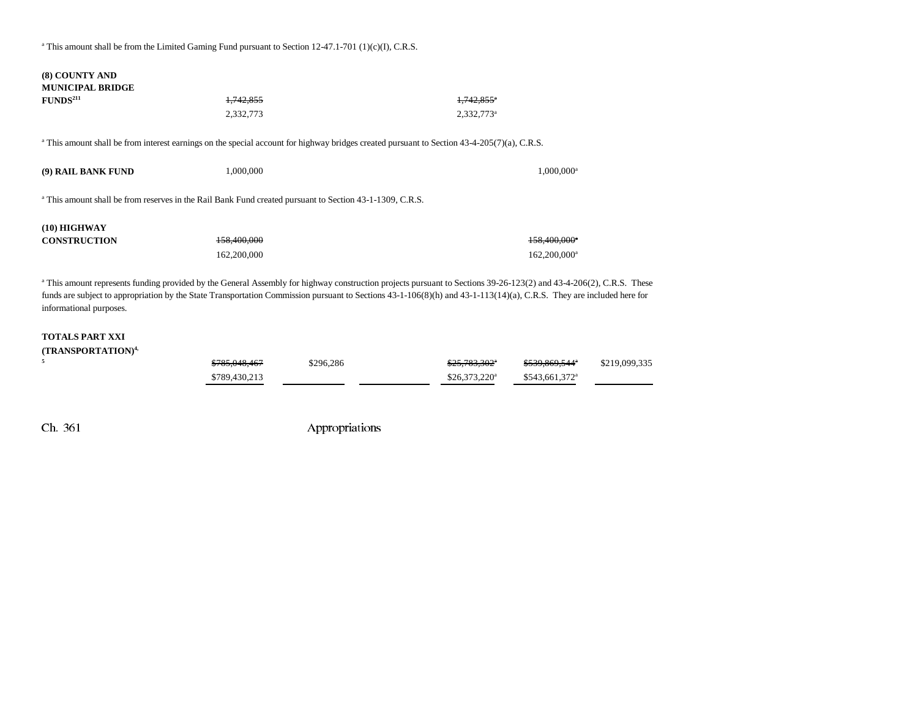[a] This amount shall be from the Limited Gaming Fund pursuant to Section 12-47.1-701 (1)(c)(I), C.R.S.

| | | | | | | |
|---|---|---|---|---|---|---|
| **(8) COUNTY AND MUNICIPAL BRIDGE FUNDS**[211] | ~~1,742,855~~ | | | ~~1,742,855~~[a] | | |
| | 2,332,773 | | | 2,332,773[a] | | |

[a] This amount shall be from interest earnings on the special account for highway bridges created pursuant to Section 43-4-205(7)(a), C.R.S.

| | | | | | | |
|---|---|---|---|---|---|---|
| **(9) RAIL BANK FUND** | 1,000,000 | | | | 1,000,000[a] | |

[a] This amount shall be from reserves in the Rail Bank Fund created pursuant to Section 43-1-1309, C.R.S.

| | | | | | | |
|---|---|---|---|---|---|---|
| **(10) HIGHWAY CONSTRUCTION** | ~~158,400,000~~ | | | | ~~158,400,000~~[a] | |
| | 162,200,000 | | | | 162,200,000[a] | |

[a] This amount represents funding provided by the General Assembly for highway construction projects pursuant to Sections 39-26-123(2) and 43-4-206(2), C.R.S. These funds are subject to appropriation by the State Transportation Commission pursuant to Sections 43-1-106(8)(h) and 43-1-113(14)(a), C.R.S. They are included here for informational purposes.

| | | | | | | |
|---|---|---|---|---|---|---|
| **TOTALS PART XXI (TRANSPORTATION)**[4, 5] | ~~$785,048,467~~ | $296,286 | | ~~$25,783,302~~[a] | ~~$539,869,544~~[a] | $219,099,335 |
| | $789,430,213 | | | $26,373,220[a] | $543,661,372[a] | |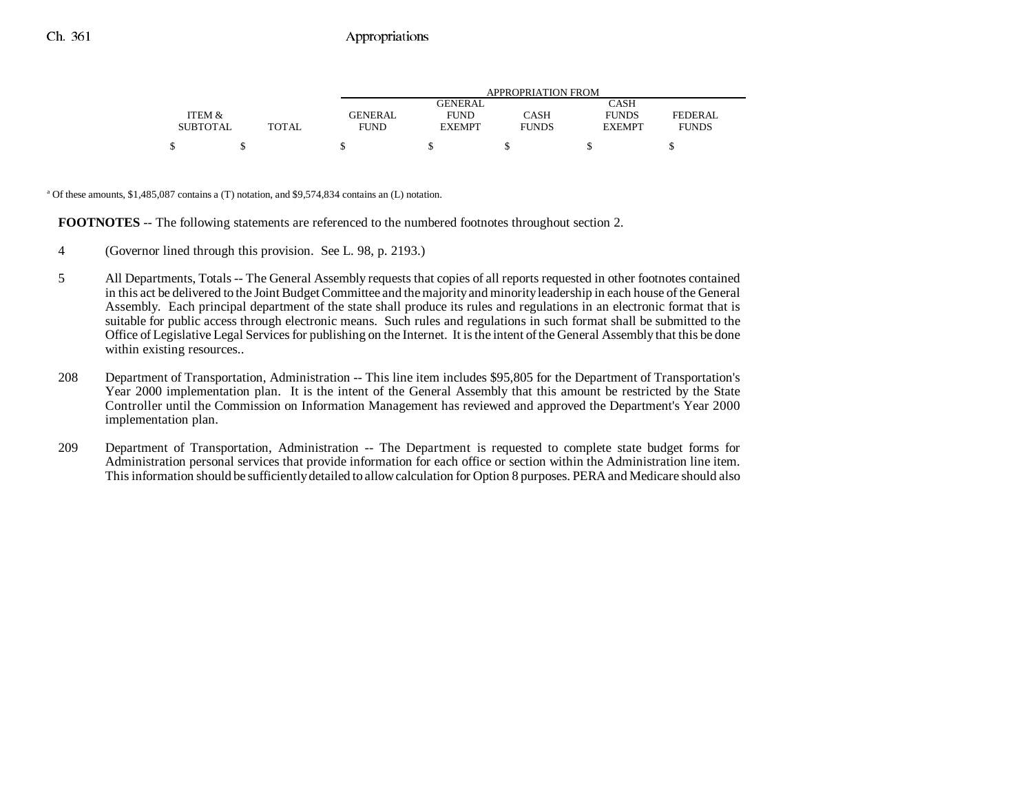| ITEM & SUBTOTAL | TOTAL | APPROPRIATION FROM GENERAL FUND | GENERAL FUND EXEMPT | CASH FUNDS | CASH FUNDS EXEMPT | FEDERAL FUNDS |
|---|---|---|---|---|---|---|
| $ | $ | $ | $ | $ | $ | $ |

[a] Of these amounts, $1,485,087 contains a (T) notation, and $9,574,834 contains an (L) notation.

**FOOTNOTES** -- The following statements are referenced to the numbered footnotes throughout section 2.

4 (Governor lined through this provision. See L. 98, p. 2193.)

5 All Departments, Totals -- The General Assembly requests that copies of all reports requested in other footnotes contained in this act be delivered to the Joint Budget Committee and the majority and minority leadership in each house of the General Assembly. Each principal department of the state shall produce its rules and regulations in an electronic format that is suitable for public access through electronic means. Such rules and regulations in such format shall be submitted to the Office of Legislative Legal Services for publishing on the Internet. It is the intent of the General Assembly that this be done within existing resources..

208 Department of Transportation, Administration -- This line item includes $95,805 for the Department of Transportation's Year 2000 implementation plan. It is the intent of the General Assembly that this amount be restricted by the State Controller until the Commission on Information Management has reviewed and approved the Department's Year 2000 implementation plan.

209 Department of Transportation, Administration -- The Department is requested to complete state budget forms for Administration personal services that provide information for each office or section within the Administration line item. This information should be sufficiently detailed to allow calculation for Option 8 purposes. PERA and Medicare should also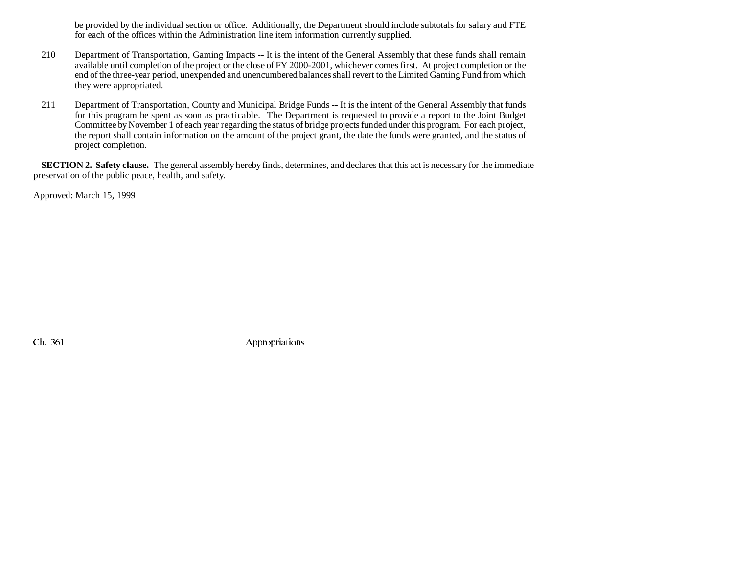be provided by the individual section or office. Additionally, the Department should include subtotals for salary and FTE for each of the offices within the Administration line item information currently supplied.

210 Department of Transportation, Gaming Impacts -- It is the intent of the General Assembly that these funds shall remain available until completion of the project or the close of FY 2000-2001, whichever comes first. At project completion or the end of the three-year period, unexpended and unencumbered balances shall revert to the Limited Gaming Fund from which they were appropriated.

211 Department of Transportation, County and Municipal Bridge Funds -- It is the intent of the General Assembly that funds for this program be spent as soon as practicable. The Department is requested to provide a report to the Joint Budget Committee by November 1 of each year regarding the status of bridge projects funded under this program. For each project, the report shall contain information on the amount of the project grant, the date the funds were granted, and the status of project completion.

**SECTION 2. Safety clause.** The general assembly hereby finds, determines, and declares that this act is necessary for the immediate preservation of the public peace, health, and safety.

Approved: March 15, 1999